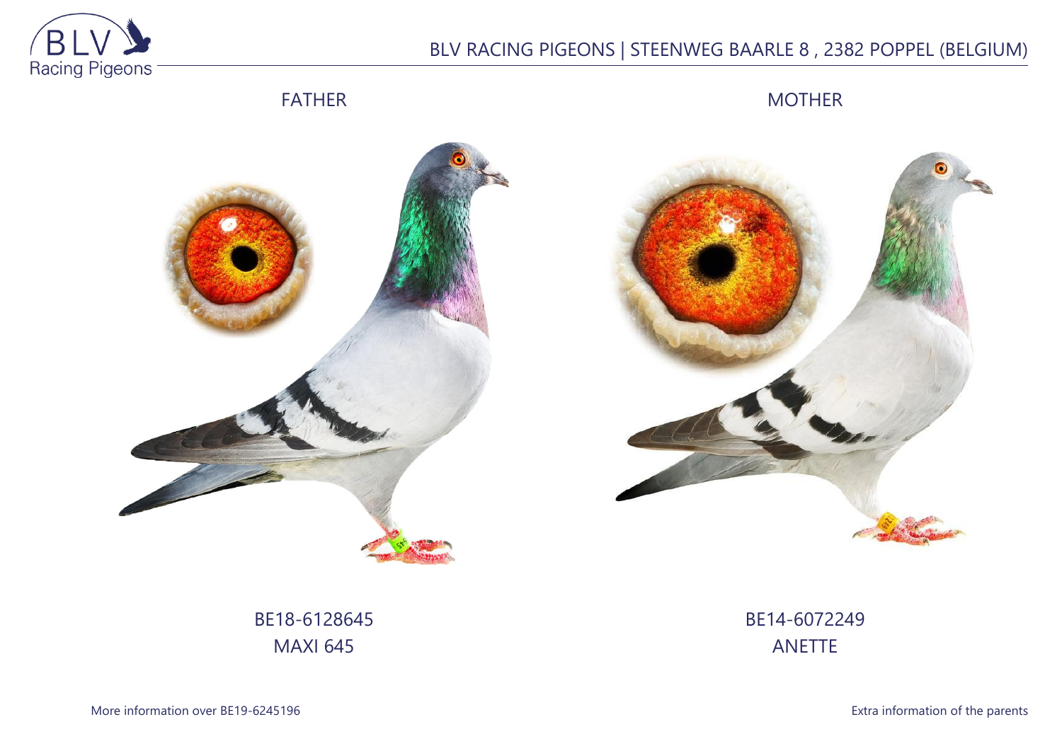BLV RACING PIGEONS | STEENWEG BAARLE 8 , 2382 POPPEL (BELGIUM)

| FATHER | MOTHER |
| --- | --- |
| BE18-6128645 | BE14-6072249 |
| MAXI 645 | ANETTE |

More information over BE19-6245196

Extra information of the parents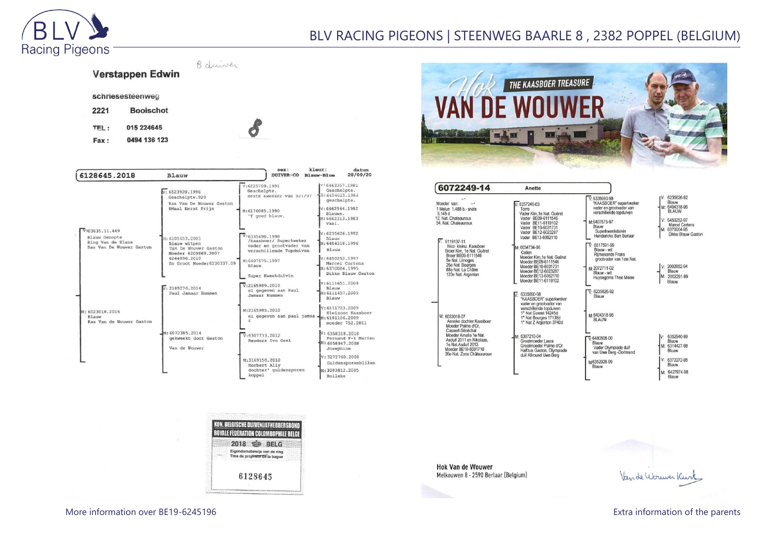8 duiver

**Verstappen Edwin**

schriesesteenweg

2221 Booischot

TEL : 015 224645

Fax : 0494 136 123

8

| 6128645.2018 | Blauw | sex: DUIVER-CO | kleur: Blauw-Blue | datum 28/09/20 |
|---|---|---|---|---|

V:03835.11.449
Blauw Genopte
Ring Van de Klaus
Ras Van De Wouwer Gaston

V: 6523920.1996
Geschelpte.920
Ras Van De Wouwer Gaston
8Maal Eerst Prijs

V:6225709.1991
Geschelpte.
Beste kweeker van 92:/97

V:6463357.1981
Geschelpte.
M:6454025.1984
geschelpte.

M:6176085.1990
Blauwe.
'T goed blauw.

V:6662944.1982
Blauwe.
M:6662313.1983
Vaal.

M: 6105653.2005
Blauw witpen
Van De Wouwer Gaston
Moeder 6209869.2007
6244096.2010
En Groot Moeder6230337.09

V:6335690.1998
/Kaasboer/ Superkweker
vader en grootvader van
verschillende Topduiven

V:6235626.1992
Blauw
M:6404318.1996
Blauw

M:6407575.1997
Blauw
Super Kweekduivin

V:6450252.1997
Marcel Cortens
M:6370004.1995
Dikke Blauw Gaston

M: 6023018.2016
Blauw
Ras Van de Wouwer Gaston

V: 2189276.2014
Paul Jamaar Rummen

V:2165989.2010
ei gegeven aan Paul
Jamaar Rummen

V:6111651.2009
Blauw
M:6111457.2009
Blauw

M:2165985.2010
ei gegeven aan paul jamaa
r

V:6111723.2009
Kleizoon Kaasboer
M:6181106.2009
moeder 752.2011

M: 6072385.2014
gekweekt door Gaston
Van de Wouwer

V:6307733.2012
Renders Ivo Geel

V: 6358318.2010
Fernand F-k Marien
M:6058947.2008
Josephine

M:3169150.2010
Norbert Ally
dochter' guldensporen
koppel

V: 3272760.2000
Guldensporenbliken
M: 3083812.2005
Bolleke

KON. BELGISCHE DUIVENLIEFHEBBERSBOND
ROYALE FÉDÉRATION COLOMBOPHILE BELGE
2018 BELG
Eigendomsbewijs van de ring
Titre de propriété de la bague
6128645

Hok VAN DE WOUWER
THE KAASBOER TREASURE

| 6072249-14 | Anette |
|---|---|

Moeder van:
1 Melun 1,488 b.- snels
5,148 d
12. Nat. Chateauroux
54. Nat. Chateauroux

V: 6119137-11
Nico kleinz. Kaasboer
Broer Kim, 1e Nat. Guéret
Broer BE09-6111546
5e Nat. Limoges
25e Nat. Bourges
88e Nat. La Châtre
123e Nat. Argenton

V: 6257240-03
Torre
Vader Kim,1e Nat. Guéret
Vader BE09-6111546
Vader BE11-6119102
Vader BE10-6031731
Vader BE12-6023287
Vader BE13-6062110

V: 6335690-98
"KAASBOER" superkweker
vader en grootvader van
verschillende topduiven

V: 6235626-92
Blauw
M: 6404318-96
BLAUW

M:6407575-97
Blauw
Superkweekduivin
Henderickx Bart Berlaar

V: 6450252-97
Marcel Cortens
M: 6370004-95
Dikke Blauw Gaston

M: 6034734-06
Celien
Moeder Kim,1e Nat. Guéret
Moeder BE09-6111546
Moeder BE10-6031731
Moeder BE12-6023287
Moeder BE13-6062110
Moeder BE11-6119102

V: 6517591-99
Blauw - wit
Rijmenands Frans
grootvader van 1ste Nat.

M: 2072711-02
Blauw - wit
Huysegoms Theo Meise

V: 2002652-94
Blauw
M: 2002291-99
Blauw

M: 6033018-07
Anneke dochter Kaasboer
Moeder Palme d'Or,
Casaert-Sénéchal
Moeder Amalia 1e Nat.
Asduif 2011 en Nikolaas,
1e Nat.Asduif 2013
Moeder BE10-6031710
36e Nat. Zone Châteauroux

V: 6335690-98
"KAASBOER" superkweker
vader en grootvader van
verschillende topduiven
1° Nat Gueret 14245d
1° Nat Bourges 17138d
1° Nat Z Argenton 3740d

V: 6235626-92
Blauw

M: 6404318-96
BLAUW

M: 6307210-04
Grootmoeder Laura
Grootmoeder Palme d'Or
Halfzus Gaston, Olympiade
duif Allround Uwe Berg

V: 6480508-00
Blauw
Vader Olympiade duif
van Uwe Berg -Dortmund

V: 6352940-99
Blauw
M: 6314427-98
Blauw

M: 6352926-99
Blauw

V: 6372272-95
Blauw
M: 6427974-98
Blauw

Hok Van de Wouwer
Melkouwen 8 - 2590 Berlaar (Belgium)

Van de Wouwer Kurt

More information over BE19-6245196

Extra information of the parents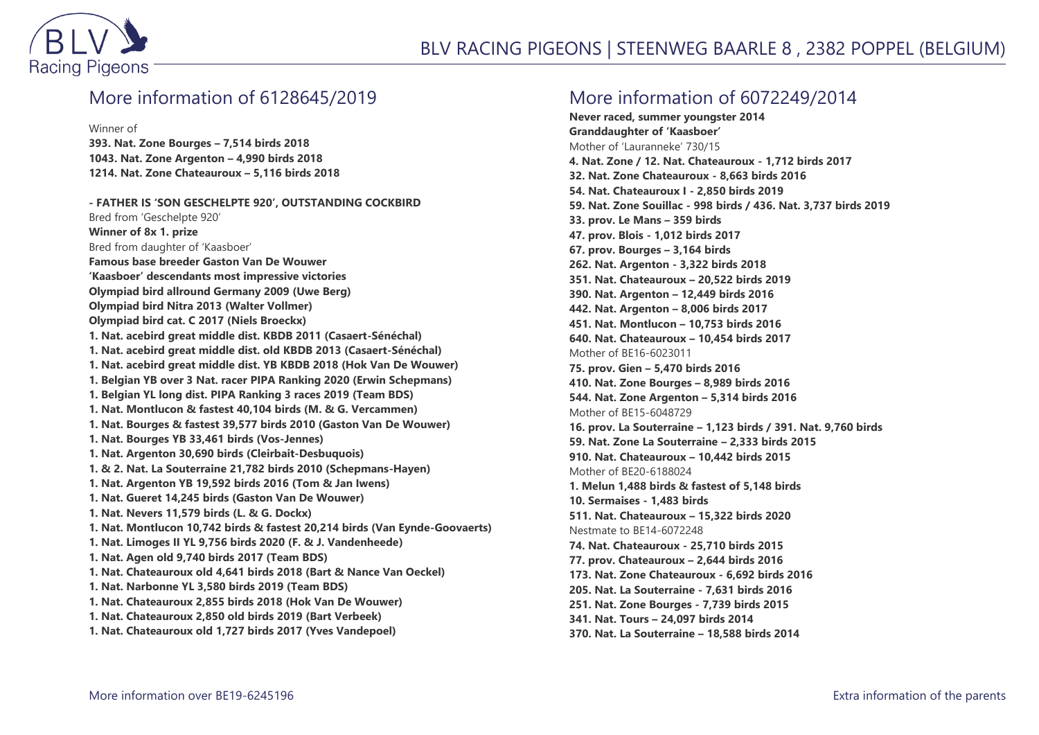## More information of 6128645/2019

Winner of

**393. Nat. Zone Bourges – 7,514 birds 2018**
**1043. Nat. Zone Argenton – 4,990 birds 2018**
**1214. Nat. Zone Chateauroux – 5,116 birds 2018**

**- FATHER IS 'SON GESCHELPTE 920', OUTSTANDING COCKBIRD**
Bred from 'Geschelpte 920'
**Winner of 8x 1. prize**
Bred from daughter of 'Kaasboer'
**Famous base breeder Gaston Van De Wouwer**
**'Kaasboer' descendants most impressive victories**
**Olympiad bird allround Germany 2009 (Uwe Berg)**
**Olympiad bird Nitra 2013 (Walter Vollmer)**
**Olympiad bird cat. C 2017 (Niels Broeckx)**
**1. Nat. acebird great middle dist. KBDB 2011 (Casaert-Sénéchal)**
**1. Nat. acebird great middle dist. old KBDB 2013 (Casaert-Sénéchal)**
**1. Nat. acebird great middle dist. YB KBDB 2018 (Hok Van De Wouwer)**
**1. Belgian YB over 3 Nat. racer PIPA Ranking 2020 (Erwin Schepmans)**
**1. Belgian YL long dist. PIPA Ranking 3 races 2019 (Team BDS)**
**1. Nat. Montlucon & fastest 40,104 birds (M. & G. Vercammen)**
**1. Nat. Bourges & fastest 39,577 birds 2010 (Gaston Van De Wouwer)**
**1. Nat. Bourges YB 33,461 birds (Vos-Jennes)**
**1. Nat. Argenton 30,690 birds (Cleirbait-Desbuquois)**
**1. & 2. Nat. La Souterraine 21,782 birds 2010 (Schepmans-Hayen)**
**1. Nat. Argenton YB 19,592 birds 2016 (Tom & Jan Iwens)**
**1. Nat. Gueret 14,245 birds (Gaston Van De Wouwer)**
**1. Nat. Nevers 11,579 birds (L. & G. Dockx)**
**1. Nat. Montlucon 10,742 birds & fastest 20,214 birds (Van Eynde-Goovaerts)**
**1. Nat. Limoges II YL 9,756 birds 2020 (F. & J. Vandenheede)**
**1. Nat. Agen old 9,740 birds 2017 (Team BDS)**
**1. Nat. Chateauroux old 4,641 birds 2018 (Bart & Nance Van Oeckel)**
**1. Nat. Narbonne YL 3,580 birds 2019 (Team BDS)**
**1. Nat. Chateauroux 2,855 birds 2018 (Hok Van De Wouwer)**
**1. Nat. Chateauroux 2,850 old birds 2019 (Bart Verbeek)**
**1. Nat. Chateauroux old 1,727 birds 2017 (Yves Vandepoel)**

## More information of 6072249/2014

**Never raced, summer youngster 2014**
**Granddaughter of 'Kaasboer'**
Mother of 'Lauranneke' 730/15
**4. Nat. Zone / 12. Nat. Chateauroux - 1,712 birds 2017**
**32. Nat. Zone Chateauroux - 8,663 birds 2016**
**54. Nat. Chateauroux I - 2,850 birds 2019**
**59. Nat. Zone Souillac - 998 birds / 436. Nat. 3,737 birds 2019**
**33. prov. Le Mans – 359 birds**
**47. prov. Blois - 1,012 birds 2017**
**67. prov. Bourges – 3,164 birds**
**262. Nat. Argenton - 3,322 birds 2018**
**351. Nat. Chateauroux – 20,522 birds 2019**
**390. Nat. Argenton – 12,449 birds 2016**
**442. Nat. Argenton – 8,006 birds 2017**
**451. Nat. Montlucon – 10,753 birds 2016**
**640. Nat. Chateauroux – 10,454 birds 2017**
Mother of BE16-6023011
**75. prov. Gien – 5,470 birds 2016**
**410. Nat. Zone Bourges – 8,989 birds 2016**
**544. Nat. Zone Argenton – 5,314 birds 2016**
Mother of BE15-6048729
**16. prov. La Souterraine – 1,123 birds / 391. Nat. 9,760 birds**
**59. Nat. Zone La Souterraine – 2,333 birds 2015**
**910. Nat. Chateauroux – 10,442 birds 2015**
Mother of BE20-6188024
**1. Melun 1,488 birds & fastest of 5,148 birds**
**10. Sermaises - 1,483 birds**
**511. Nat. Chateauroux – 15,322 birds 2020**
Nestmate to BE14-6072248
**74. Nat. Chateauroux - 25,710 birds 2015**
**77. prov. Chateauroux – 2,644 birds 2016**
**173. Nat. Zone Chateauroux - 6,692 birds 2016**
**205. Nat. La Souterraine - 7,631 birds 2016**
**251. Nat. Zone Bourges - 7,739 birds 2015**
**341. Nat. Tours – 24,097 birds 2014**
**370. Nat. La Souterraine – 18,588 birds 2014**

More information over BE19-6245196

Extra information of the parents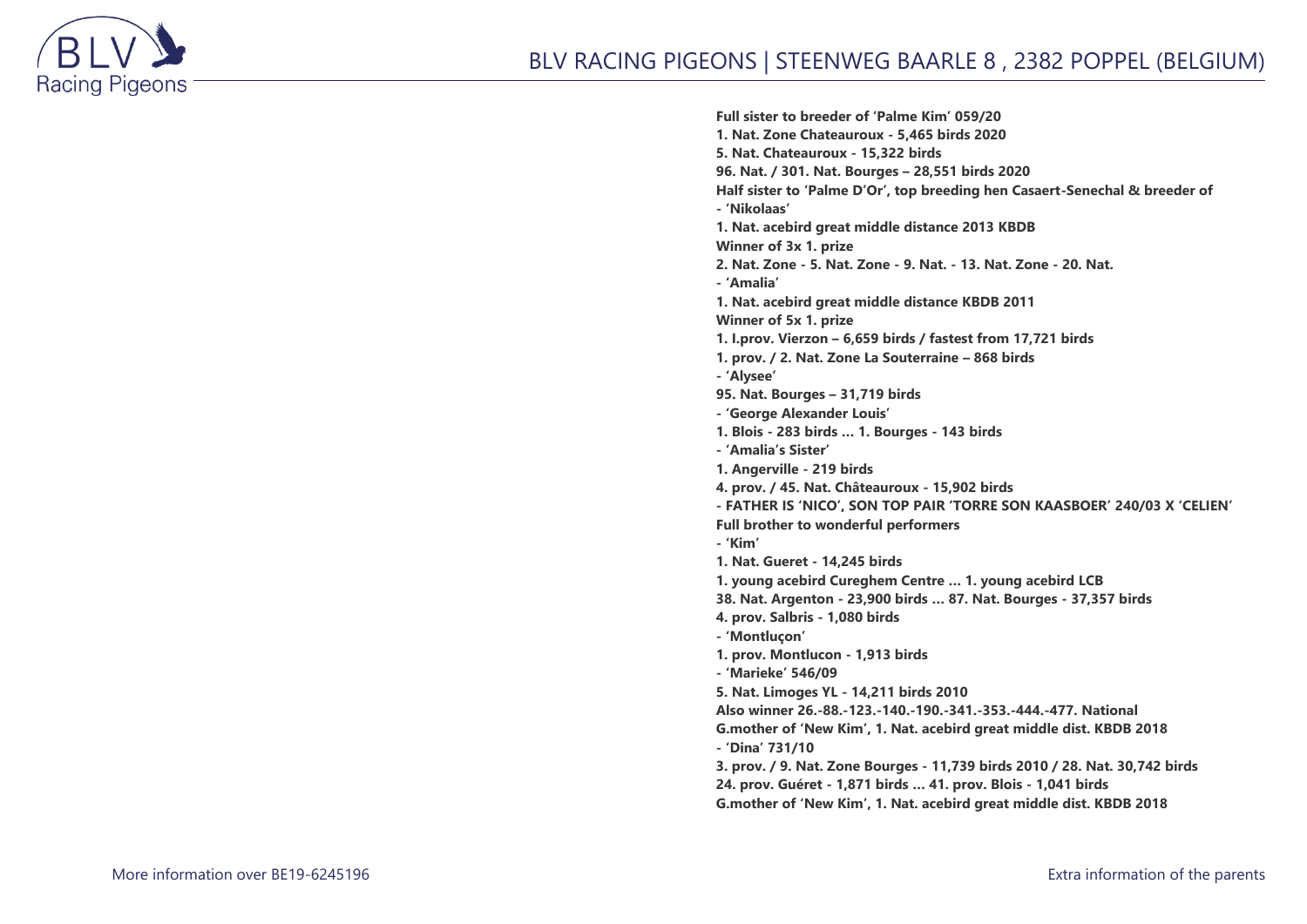**Full sister to breeder of 'Palme Kim' 059/20**
**1. Nat. Zone Chateauroux - 5,465 birds 2020**
**5. Nat. Chateauroux - 15,322 birds**
**96. Nat. / 301. Nat. Bourges – 28,551 birds 2020**
**Half sister to 'Palme D'Or', top breeding hen Casaert-Senechal & breeder of**
**- 'Nikolaas'**
**1. Nat. acebird great middle distance 2013 KBDB**
**Winner of 3x 1. prize**
**2. Nat. Zone - 5. Nat. Zone - 9. Nat. - 13. Nat. Zone - 20. Nat.**
**- 'Amalia'**
**1. Nat. acebird great middle distance KBDB 2011**
**Winner of 5x 1. prize**
**1. I.prov. Vierzon – 6,659 birds / fastest from 17,721 birds**
**1. prov. / 2. Nat. Zone La Souterraine – 868 birds**
**- 'Alysee'**
**95. Nat. Bourges – 31,719 birds**
**- 'George Alexander Louis'**
**1. Blois - 283 birds ... 1. Bourges - 143 birds**
**- 'Amalia's Sister'**
**1. Angerville - 219 birds**
**4. prov. / 45. Nat. Châteauroux - 15,902 birds**
**- FATHER IS 'NICO', SON TOP PAIR 'TORRE SON KAASBOER' 240/03 X 'CELIEN'**
**Full brother to wonderful performers**
**- 'Kim'**
**1. Nat. Gueret - 14,245 birds**
**1. young acebird Cureghem Centre ... 1. young acebird LCB**
**38. Nat. Argenton - 23,900 birds ... 87. Nat. Bourges - 37,357 birds**
**4. prov. Salbris - 1,080 birds**
**- 'Montluçon'**
**1. prov. Montlucon - 1,913 birds**
**- 'Marieke' 546/09**
**5. Nat. Limoges YL - 14,211 birds 2010**
**Also winner 26.-88.-123.-140.-190.-341.-353.-444.-477. National**
**G.mother of 'New Kim', 1. Nat. acebird great middle dist. KBDB 2018**
**- 'Dina' 731/10**
**3. prov. / 9. Nat. Zone Bourges - 11,739 birds 2010 / 28. Nat. 30,742 birds**
**24. prov. Guéret - 1,871 birds ... 41. prov. Blois - 1,041 birds**
**G.mother of 'New Kim', 1. Nat. acebird great middle dist. KBDB 2018**

More information over BE19-6245196

Extra information of the parents